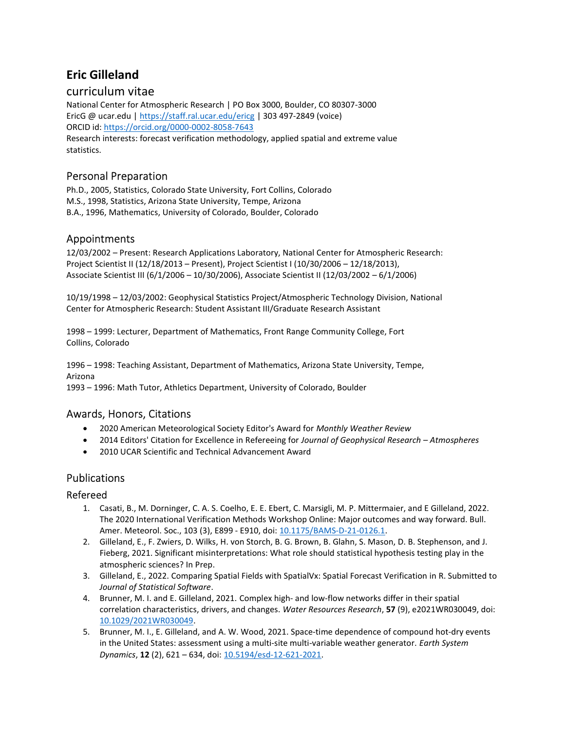# Eric Gilleland

## curriculum vitae

National Center for Atmospheric Research | PO Box 3000, Boulder, CO 80307-3000
EricG @ ucar.edu | https://staff.ral.ucar.edu/ericg | 303 497-2849 (voice)
ORCID id: https://orcid.org/0000-0002-8058-7643
Research interests: forecast verification methodology, applied spatial and extreme value statistics.

## Personal Preparation

Ph.D., 2005, Statistics, Colorado State University, Fort Collins, Colorado
M.S., 1998, Statistics, Arizona State University, Tempe, Arizona
B.A., 1996, Mathematics, University of Colorado, Boulder, Colorado

## Appointments

12/03/2002 – Present: Research Applications Laboratory, National Center for Atmospheric Research: Project Scientist II (12/18/2013 – Present), Project Scientist I (10/30/2006 – 12/18/2013), Associate Scientist III (6/1/2006 – 10/30/2006), Associate Scientist II (12/03/2002 – 6/1/2006)

10/19/1998 – 12/03/2002: Geophysical Statistics Project/Atmospheric Technology Division, National Center for Atmospheric Research: Student Assistant III/Graduate Research Assistant

1998 – 1999: Lecturer, Department of Mathematics, Front Range Community College, Fort Collins, Colorado

1996 – 1998: Teaching Assistant, Department of Mathematics, Arizona State University, Tempe, Arizona
1993 – 1996: Math Tutor, Athletics Department, University of Colorado, Boulder

## Awards, Honors, Citations

- 2020 American Meteorological Society Editor's Award for *Monthly Weather Review*
- 2014 Editors' Citation for Excellence in Refereeing for *Journal of Geophysical Research – Atmospheres*
- 2010 UCAR Scientific and Technical Advancement Award

## Publications

### Refereed

1. Casati, B., M. Dorninger, C. A. S. Coelho, E. E. Ebert, C. Marsigli, M. P. Mittermaier, and E Gilleland, 2022. The 2020 International Verification Methods Workshop Online: Major outcomes and way forward. Bull. Amer. Meteorol. Soc., 103 (3), E899 - E910, doi: 10.1175/BAMS-D-21-0126.1.
2. Gilleland, E., F. Zwiers, D. Wilks, H. von Storch, B. G. Brown, B. Glahn, S. Mason, D. B. Stephenson, and J. Fieberg, 2021. Significant misinterpretations: What role should statistical hypothesis testing play in the atmospheric sciences? In Prep.
3. Gilleland, E., 2022. Comparing Spatial Fields with SpatialVx: Spatial Forecast Verification in R. Submitted to *Journal of Statistical Software*.
4. Brunner, M. I. and E. Gilleland, 2021. Complex high- and low-flow networks differ in their spatial correlation characteristics, drivers, and changes. *Water Resources Research*, **57** (9), e2021WR030049, doi: 10.1029/2021WR030049.
5. Brunner, M. I., E. Gilleland, and A. W. Wood, 2021. Space-time dependence of compound hot-dry events in the United States: assessment using a multi-site multi-variable weather generator. *Earth System Dynamics*, **12** (2), 621 – 634, doi: 10.5194/esd-12-621-2021.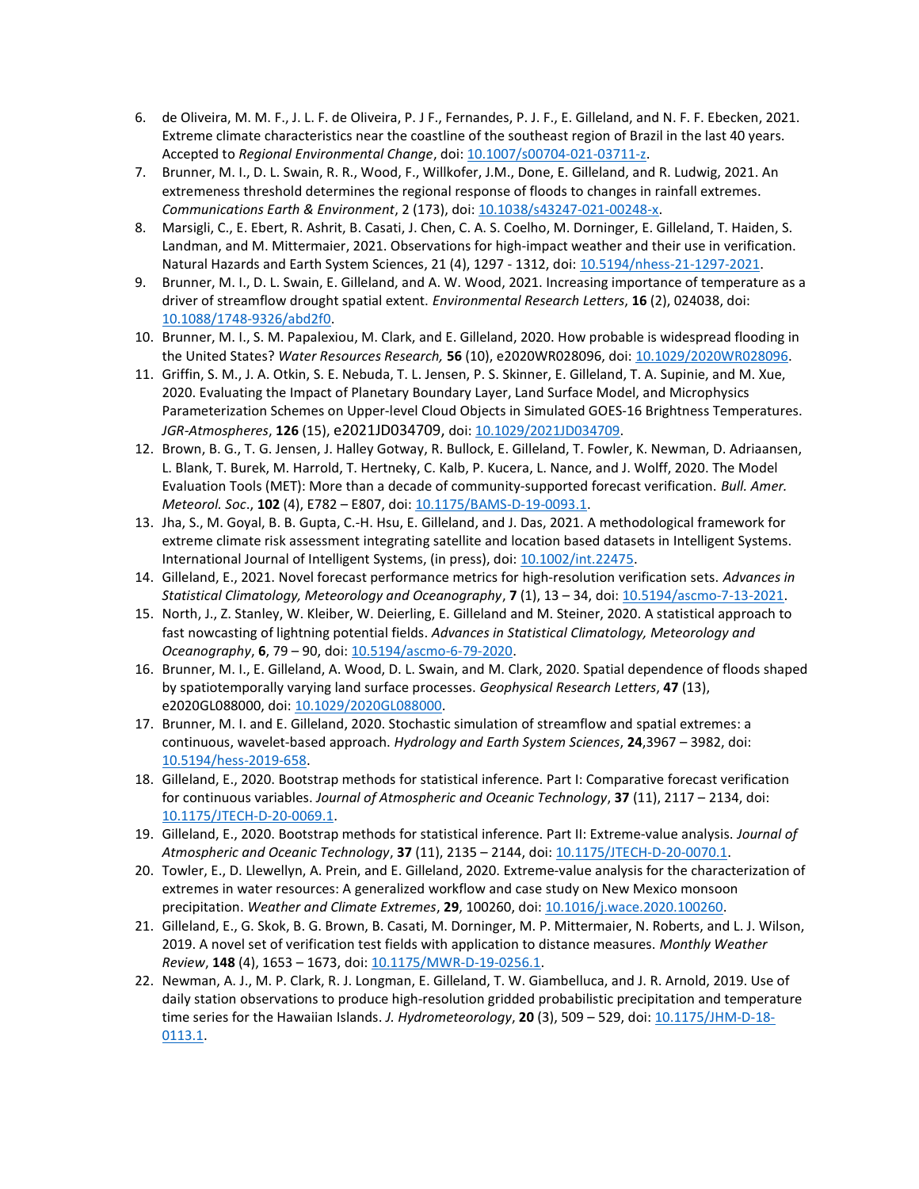6. de Oliveira, M. M. F., J. L. F. de Oliveira, P. J F., Fernandes, P. J. F., E. Gilleland, and N. F. F. Ebecken, 2021. Extreme climate characteristics near the coastline of the southeast region of Brazil in the last 40 years. Accepted to *Regional Environmental Change*, doi: [10.1007/s00704-021-03711-z](10.1007/s00704-021-03711-z).
7. Brunner, M. I., D. L. Swain, R. R., Wood, F., Willkofer, J.M., Done, E. Gilleland, and R. Ludwig, 2021. An extremeness threshold determines the regional response of floods to changes in rainfall extremes. *Communications Earth & Environment*, 2 (173), doi: [10.1038/s43247-021-00248-x](10.1038/s43247-021-00248-x).
8. Marsigli, C., E. Ebert, R. Ashrit, B. Casati, J. Chen, C. A. S. Coelho, M. Dorninger, E. Gilleland, T. Haiden, S. Landman, and M. Mittermaier, 2021. Observations for high-impact weather and their use in verification. Natural Hazards and Earth System Sciences, 21 (4), 1297 - 1312, doi: [10.5194/nhess-21-1297-2021](10.5194/nhess-21-1297-2021).
9. Brunner, M. I., D. L. Swain, E. Gilleland, and A. W. Wood, 2021. Increasing importance of temperature as a driver of streamflow drought spatial extent. *Environmental Research Letters*, **16** (2), 024038, doi: [10.1088/1748-9326/abd2f0](10.1088/1748-9326/abd2f0).
10. Brunner, M. I., S. M. Papalexiou, M. Clark, and E. Gilleland, 2020. How probable is widespread flooding in the United States? *Water Resources Research,* **56** (10), e2020WR028096, doi: [10.1029/2020WR028096](10.1029/2020WR028096).
11. Griffin, S. M., J. A. Otkin, S. E. Nebuda, T. L. Jensen, P. S. Skinner, E. Gilleland, T. A. Supinie, and M. Xue, 2020. Evaluating the Impact of Planetary Boundary Layer, Land Surface Model, and Microphysics Parameterization Schemes on Upper-level Cloud Objects in Simulated GOES-16 Brightness Temperatures. *JGR-Atmospheres*, **126** (15), e2021JD034709, doi: [10.1029/2021JD034709](10.1029/2021JD034709).
12. Brown, B. G., T. G. Jensen, J. Halley Gotway, R. Bullock, E. Gilleland, T. Fowler, K. Newman, D. Adriaansen, L. Blank, T. Burek, M. Harrold, T. Hertneky, C. Kalb, P. Kucera, L. Nance, and J. Wolff, 2020. The Model Evaluation Tools (MET): More than a decade of community-supported forecast verification. *Bull. Amer. Meteorol. Soc*., **102** (4), E782 – E807, doi: [10.1175/BAMS-D-19-0093.1](10.1175/BAMS-D-19-0093.1).
13. Jha, S., M. Goyal, B. B. Gupta, C.-H. Hsu, E. Gilleland, and J. Das, 2021. A methodological framework for extreme climate risk assessment integrating satellite and location based datasets in Intelligent Systems. International Journal of Intelligent Systems, (in press), doi: [10.1002/int.22475](10.1002/int.22475).
14. Gilleland, E., 2021. Novel forecast performance metrics for high-resolution verification sets. *Advances in Statistical Climatology, Meteorology and Oceanography*, **7** (1), 13 – 34, doi: [10.5194/ascmo-7-13-2021](10.5194/ascmo-7-13-2021).
15. North, J., Z. Stanley, W. Kleiber, W. Deierling, E. Gilleland and M. Steiner, 2020. A statistical approach to fast nowcasting of lightning potential fields. *Advances in Statistical Climatology, Meteorology and Oceanography*, **6**, 79 – 90, doi: [10.5194/ascmo-6-79-2020](10.5194/ascmo-6-79-2020).
16. Brunner, M. I., E. Gilleland, A. Wood, D. L. Swain, and M. Clark, 2020. Spatial dependence of floods shaped by spatiotemporally varying land surface processes. *Geophysical Research Letters*, **47** (13), e2020GL088000, doi: [10.1029/2020GL088000](10.1029/2020GL088000).
17. Brunner, M. I. and E. Gilleland, 2020. Stochastic simulation of streamflow and spatial extremes: a continuous, wavelet-based approach. *Hydrology and Earth System Sciences*, **24**,3967 – 3982, doi: [10.5194/hess-2019-658](10.5194/hess-2019-658).
18. Gilleland, E., 2020. Bootstrap methods for statistical inference. Part I: Comparative forecast verification for continuous variables. *Journal of Atmospheric and Oceanic Technology*, **37** (11), 2117 – 2134, doi: [10.1175/JTECH-D-20-0069.1](10.1175/JTECH-D-20-0069.1).
19. Gilleland, E., 2020. Bootstrap methods for statistical inference. Part II: Extreme-value analysis. *Journal of Atmospheric and Oceanic Technology*, **37** (11), 2135 – 2144, doi: [10.1175/JTECH-D-20-0070.1](10.1175/JTECH-D-20-0070.1).
20. Towler, E., D. Llewellyn, A. Prein, and E. Gilleland, 2020. Extreme-value analysis for the characterization of extremes in water resources: A generalized workflow and case study on New Mexico monsoon precipitation. *Weather and Climate Extremes*, **29**, 100260, doi: [10.1016/j.wace.2020.100260](10.1016/j.wace.2020.100260).
21. Gilleland, E., G. Skok, B. G. Brown, B. Casati, M. Dorninger, M. P. Mittermaier, N. Roberts, and L. J. Wilson, 2019. A novel set of verification test fields with application to distance measures. *Monthly Weather Review*, **148** (4), 1653 – 1673, doi: [10.1175/MWR-D-19-0256.1](10.1175/MWR-D-19-0256.1).
22. Newman, A. J., M. P. Clark, R. J. Longman, E. Gilleland, T. W. Giambelluca, and J. R. Arnold, 2019. Use of daily station observations to produce high-resolution gridded probabilistic precipitation and temperature time series for the Hawaiian Islands. *J. Hydrometeorology*, **20** (3), 509 – 529, doi: [10.1175/JHM-D-18-0113.1](10.1175/JHM-D-18-0113.1).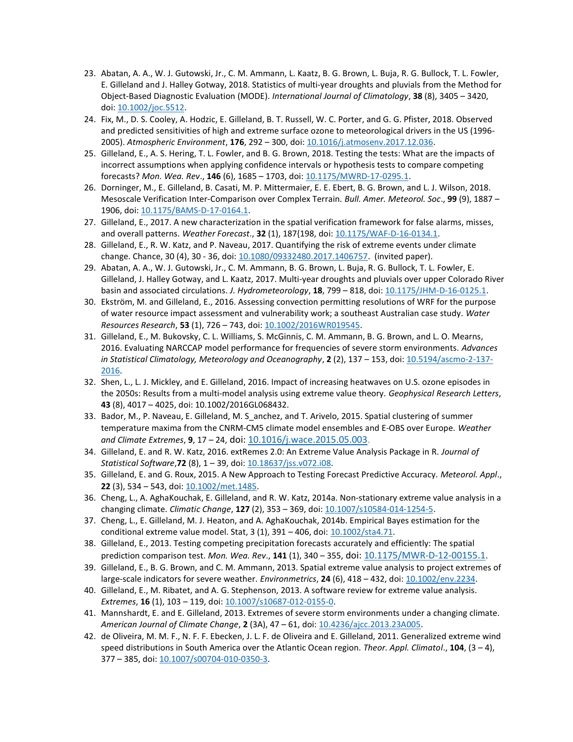23. Abatan, A. A., W. J. Gutowski, Jr., C. M. Ammann, L. Kaatz, B. G. Brown, L. Buja, R. G. Bullock, T. L. Fowler, E. Gilleland and J. Halley Gotway, 2018. Statistics of multi-year droughts and pluvials from the Method for Object-Based Diagnostic Evaluation (MODE). *International Journal of Climatology*, **38** (8), 3405 – 3420, doi: 10.1002/joc.5512.
24. Fix, M., D. S. Cooley, A. Hodzic, E. Gilleland, B. T. Russell, W. C. Porter, and G. G. Pfister, 2018. Observed and predicted sensitivities of high and extreme surface ozone to meteorological drivers in the US (1996-2005). *Atmospheric Environment*, **176**, 292 – 300, doi: 10.1016/j.atmosenv.2017.12.036.
25. Gilleland, E., A. S. Hering, T. L. Fowler, and B. G. Brown, 2018. Testing the tests: What are the impacts of incorrect assumptions when applying confidence intervals or hypothesis tests to compare competing forecasts? *Mon. Wea. Rev*., **146** (6), 1685 – 1703, doi: 10.1175/MWRD-17-0295.1.
26. Dorninger, M., E. Gilleland, B. Casati, M. P. Mittermaier, E. E. Ebert, B. G. Brown, and L. J. Wilson, 2018. Mesoscale Verification Inter-Comparison over Complex Terrain. *Bull. Amer. Meteorol. Soc*., **99** (9), 1887 – 1906, doi: 10.1175/BAMS-D-17-0164.1.
27. Gilleland, E., 2017. A new characterization in the spatial verification framework for false alarms, misses, and overall patterns. *Weather Forecast*., **32** (1), 187{198, doi: 10.1175/WAF-D-16-0134.1.
28. Gilleland, E., R. W. Katz, and P. Naveau, 2017. Quantifying the risk of extreme events under climate change. Chance, 30 (4), 30 - 36, doi: 10.1080/09332480.2017.1406757. (invited paper).
29. Abatan, A. A., W. J. Gutowski, Jr., C. M. Ammann, B. G. Brown, L. Buja, R. G. Bullock, T. L. Fowler, E. Gilleland, J. Halley Gotway, and L. Kaatz, 2017. Multi-year droughts and pluvials over upper Colorado River basin and associated circulations. *J. Hydrometeorology*, **18**, 799 – 818, doi: 10.1175/JHM-D-16-0125.1.
30. Ekström, M. and Gilleland, E., 2016. Assessing convection permitting resolutions of WRF for the purpose of water resource impact assessment and vulnerability work; a southeast Australian case study. *Water Resources Research*, **53** (1), 726 – 743, doi: 10.1002/2016WR019545.
31. Gilleland, E., M. Bukovsky, C. L. Williams, S. McGinnis, C. M. Ammann, B. G. Brown, and L. O. Mearns, 2016. Evaluating NARCCAP model performance for frequencies of severe storm environments. *Advances in Statistical Climatology, Meteorology and Oceanography*, **2** (2), 137 – 153, doi: 10.5194/ascmo-2-137-2016.
32. Shen, L., L. J. Mickley, and E. Gilleland, 2016. Impact of increasing heatwaves on U.S. ozone episodes in the 2050s: Results from a multi-model analysis using extreme value theory. *Geophysical Research Letters*, **43** (8), 4017 – 4025, doi: 10.1002/2016GL068432.
33. Bador, M., P. Naveau, E. Gilleland, M. S_anchez, and T. Arivelo, 2015. Spatial clustering of summer temperature maxima from the CNRM-CM5 climate model ensembles and E-OBS over Europe. *Weather and Climate Extremes*, **9**, 17 – 24, doi: 10.1016/j.wace.2015.05.003.
34. Gilleland, E. and R. W. Katz, 2016. extRemes 2.0: An Extreme Value Analysis Package in R. *Journal of Statistical Software*,**72** (8), 1 – 39, doi: 10.18637/jss.v072.i08.
35. Gilleland, E. and G. Roux, 2015. A New Approach to Testing Forecast Predictive Accuracy. *Meteorol. Appl*., **22** (3), 534 – 543, doi: 10.1002/met.1485.
36. Cheng, L., A. AghaKouchak, E. Gilleland, and R. W. Katz, 2014a. Non-stationary extreme value analysis in a changing climate. *Climatic Change*, **127** (2), 353 – 369, doi: 10.1007/s10584-014-1254-5.
37. Cheng, L., E. Gilleland, M. J. Heaton, and A. AghaKouchak, 2014b. Empirical Bayes estimation for the conditional extreme value model. Stat, 3 (1), 391 – 406, doi: 10.1002/sta4.71.
38. Gilleland, E., 2013. Testing competing precipitation forecasts accurately and efficiently: The spatial prediction comparison test. *Mon. Wea. Rev*., **141** (1), 340 – 355, doi: 10.1175/MWR-D-12-00155.1.
39. Gilleland, E., B. G. Brown, and C. M. Ammann, 2013. Spatial extreme value analysis to project extremes of large-scale indicators for severe weather. *Environmetrics*, **24** (6), 418 – 432, doi: 10.1002/env.2234.
40. Gilleland, E., M. Ribatet, and A. G. Stephenson, 2013. A software review for extreme value analysis. *Extremes*, **16** (1), 103 – 119, doi: 10.1007/s10687-012-0155-0.
41. Mannshardt, E. and E. Gilleland, 2013. Extremes of severe storm environments under a changing climate. *American Journal of Climate Change*, **2** (3A), 47 – 61, doi: 10.4236/ajcc.2013.23A005.
42. de Oliveira, M. M. F., N. F. F. Ebecken, J. L. F. de Oliveira and E. Gilleland, 2011. Generalized extreme wind speed distributions in South America over the Atlantic Ocean region. *Theor. Appl. Climatol*., **104**, (3 – 4), 377 – 385, doi: 10.1007/s00704-010-0350-3.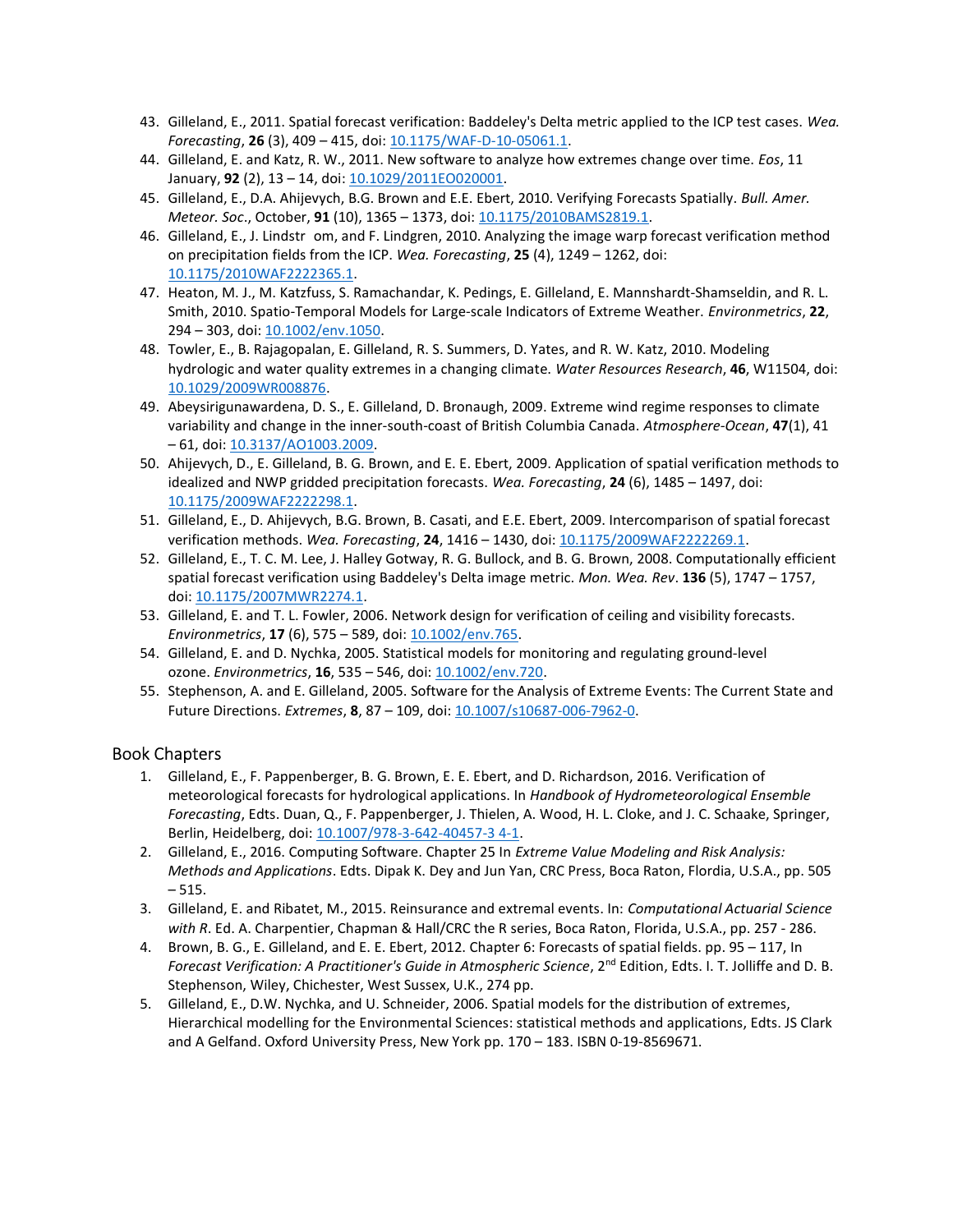43. Gilleland, E., 2011. Spatial forecast verification: Baddeley's Delta metric applied to the ICP test cases. *Wea. Forecasting*, **26** (3), 409 – 415, doi: 10.1175/WAF-D-10-05061.1.
44. Gilleland, E. and Katz, R. W., 2011. New software to analyze how extremes change over time. *Eos*, 11 January, **92** (2), 13 – 14, doi: 10.1029/2011EO020001.
45. Gilleland, E., D.A. Ahijevych, B.G. Brown and E.E. Ebert, 2010. Verifying Forecasts Spatially. *Bull. Amer. Meteor. Soc*., October, **91** (10), 1365 – 1373, doi: 10.1175/2010BAMS2819.1.
46. Gilleland, E., J. Lindstr om, and F. Lindgren, 2010. Analyzing the image warp forecast verification method on precipitation fields from the ICP. *Wea. Forecasting*, **25** (4), 1249 – 1262, doi: 10.1175/2010WAF2222365.1.
47. Heaton, M. J., M. Katzfuss, S. Ramachandar, K. Pedings, E. Gilleland, E. Mannshardt-Shamseldin, and R. L. Smith, 2010. Spatio-Temporal Models for Large-scale Indicators of Extreme Weather. *Environmetrics*, **22**, 294 – 303, doi: 10.1002/env.1050.
48. Towler, E., B. Rajagopalan, E. Gilleland, R. S. Summers, D. Yates, and R. W. Katz, 2010. Modeling hydrologic and water quality extremes in a changing climate. *Water Resources Research*, **46**, W11504, doi: 10.1029/2009WR008876.
49. Abeysirigunawardena, D. S., E. Gilleland, D. Bronaugh, 2009. Extreme wind regime responses to climate variability and change in the inner-south-coast of British Columbia Canada. *Atmosphere-Ocean*, **47**(1), 41 – 61, doi: 10.3137/AO1003.2009.
50. Ahijevych, D., E. Gilleland, B. G. Brown, and E. E. Ebert, 2009. Application of spatial verification methods to idealized and NWP gridded precipitation forecasts. *Wea. Forecasting*, **24** (6), 1485 – 1497, doi: 10.1175/2009WAF2222298.1.
51. Gilleland, E., D. Ahijevych, B.G. Brown, B. Casati, and E.E. Ebert, 2009. Intercomparison of spatial forecast verification methods. *Wea. Forecasting*, **24**, 1416 – 1430, doi: 10.1175/2009WAF2222269.1.
52. Gilleland, E., T. C. M. Lee, J. Halley Gotway, R. G. Bullock, and B. G. Brown, 2008. Computationally efficient spatial forecast verification using Baddeley's Delta image metric. *Mon. Wea. Rev*. **136** (5), 1747 – 1757, doi: 10.1175/2007MWR2274.1.
53. Gilleland, E. and T. L. Fowler, 2006. Network design for verification of ceiling and visibility forecasts. *Environmetrics*, **17** (6), 575 – 589, doi: 10.1002/env.765.
54. Gilleland, E. and D. Nychka, 2005. Statistical models for monitoring and regulating ground-level ozone. *Environmetrics*, **16**, 535 – 546, doi: 10.1002/env.720.
55. Stephenson, A. and E. Gilleland, 2005. Software for the Analysis of Extreme Events: The Current State and Future Directions. *Extremes*, **8**, 87 – 109, doi: 10.1007/s10687-006-7962-0.

## Book Chapters

1. Gilleland, E., F. Pappenberger, B. G. Brown, E. E. Ebert, and D. Richardson, 2016. Verification of meteorological forecasts for hydrological applications. In *Handbook of Hydrometeorological Ensemble Forecasting*, Edts. Duan, Q., F. Pappenberger, J. Thielen, A. Wood, H. L. Cloke, and J. C. Schaake, Springer, Berlin, Heidelberg, doi: 10.1007/978-3-642-40457-3 4-1.
2. Gilleland, E., 2016. Computing Software. Chapter 25 In *Extreme Value Modeling and Risk Analysis: Methods and Applications*. Edts. Dipak K. Dey and Jun Yan, CRC Press, Boca Raton, Flordia, U.S.A., pp. 505 – 515.
3. Gilleland, E. and Ribatet, M., 2015. Reinsurance and extremal events. In: *Computational Actuarial Science with R*. Ed. A. Charpentier, Chapman & Hall/CRC the R series, Boca Raton, Florida, U.S.A., pp. 257 - 286.
4. Brown, B. G., E. Gilleland, and E. E. Ebert, 2012. Chapter 6: Forecasts of spatial fields. pp. 95 – 117, In *Forecast Verification: A Practitioner's Guide in Atmospheric Science*, 2nd Edition, Edts. I. T. Jolliffe and D. B. Stephenson, Wiley, Chichester, West Sussex, U.K., 274 pp.
5. Gilleland, E., D.W. Nychka, and U. Schneider, 2006. Spatial models for the distribution of extremes, Hierarchical modelling for the Environmental Sciences: statistical methods and applications, Edts. JS Clark and A Gelfand. Oxford University Press, New York pp. 170 – 183. ISBN 0-19-8569671.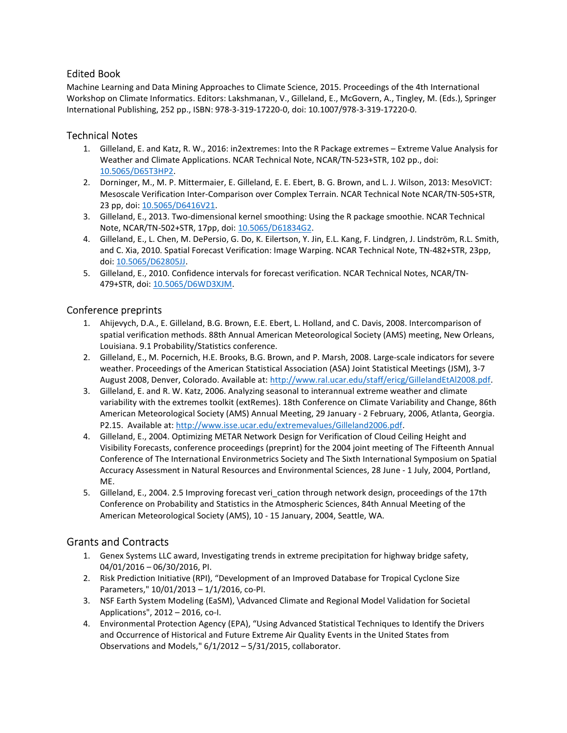## Edited Book

Machine Learning and Data Mining Approaches to Climate Science, 2015. Proceedings of the 4th International Workshop on Climate Informatics. Editors: Lakshmanan, V., Gilleland, E., McGovern, A., Tingley, M. (Eds.), Springer International Publishing, 252 pp., ISBN: 978-3-319-17220-0, doi: 10.1007/978-3-319-17220-0.

## Technical Notes

1. Gilleland, E. and Katz, R. W., 2016: in2extremes: Into the R Package extremes – Extreme Value Analysis for Weather and Climate Applications. NCAR Technical Note, NCAR/TN-523+STR, 102 pp., doi: 10.5065/D65T3HP2.
2. Dorninger, M., M. P. Mittermaier, E. Gilleland, E. E. Ebert, B. G. Brown, and L. J. Wilson, 2013: MesoVICT: Mesoscale Verification Inter-Comparison over Complex Terrain. NCAR Technical Note NCAR/TN-505+STR, 23 pp, doi: 10.5065/D6416V21.
3. Gilleland, E., 2013. Two-dimensional kernel smoothing: Using the R package smoothie. NCAR Technical Note, NCAR/TN-502+STR, 17pp, doi: 10.5065/D61834G2.
4. Gilleland, E., L. Chen, M. DePersio, G. Do, K. Eilertson, Y. Jin, E.L. Kang, F. Lindgren, J. Lindström, R.L. Smith, and C. Xia, 2010. Spatial Forecast Verification: Image Warping. NCAR Technical Note, TN-482+STR, 23pp, doi: 10.5065/D62805JJ.
5. Gilleland, E., 2010. Confidence intervals for forecast verification. NCAR Technical Notes, NCAR/TN-479+STR, doi: 10.5065/D6WD3XJM.

## Conference preprints

1. Ahijevych, D.A., E. Gilleland, B.G. Brown, E.E. Ebert, L. Holland, and C. Davis, 2008. Intercomparison of spatial verification methods. 88th Annual American Meteorological Society (AMS) meeting, New Orleans, Louisiana. 9.1 Probability/Statistics conference.
2. Gilleland, E., M. Pocernich, H.E. Brooks, B.G. Brown, and P. Marsh, 2008. Large-scale indicators for severe weather. Proceedings of the American Statistical Association (ASA) Joint Statistical Meetings (JSM), 3-7 August 2008, Denver, Colorado. Available at: http://www.ral.ucar.edu/staff/ericg/GillelandEtAl2008.pdf.
3. Gilleland, E. and R. W. Katz, 2006. Analyzing seasonal to interannual extreme weather and climate variability with the extremes toolkit (extRemes). 18th Conference on Climate Variability and Change, 86th American Meteorological Society (AMS) Annual Meeting, 29 January - 2 February, 2006, Atlanta, Georgia. P2.15. Available at: http://www.isse.ucar.edu/extremevalues/Gilleland2006.pdf.
4. Gilleland, E., 2004. Optimizing METAR Network Design for Verification of Cloud Ceiling Height and Visibility Forecasts, conference proceedings (preprint) for the 2004 joint meeting of The Fifteenth Annual Conference of The International Environmetrics Society and The Sixth International Symposium on Spatial Accuracy Assessment in Natural Resources and Environmental Sciences, 28 June - 1 July, 2004, Portland, ME.
5. Gilleland, E., 2004. 2.5 Improving forecast veri_cation through network design, proceedings of the 17th Conference on Probability and Statistics in the Atmospheric Sciences, 84th Annual Meeting of the American Meteorological Society (AMS), 10 - 15 January, 2004, Seattle, WA.

## Grants and Contracts

1. Genex Systems LLC award, Investigating trends in extreme precipitation for highway bridge safety, 04/01/2016 – 06/30/2016, PI.
2. Risk Prediction Initiative (RPI), "Development of an Improved Database for Tropical Cyclone Size Parameters," 10/01/2013 – 1/1/2016, co-PI.
3. NSF Earth System Modeling (EaSM), \Advanced Climate and Regional Model Validation for Societal Applications", 2012 – 2016, co-I.
4. Environmental Protection Agency (EPA), "Using Advanced Statistical Techniques to Identify the Drivers and Occurrence of Historical and Future Extreme Air Quality Events in the United States from Observations and Models," 6/1/2012 – 5/31/2015, collaborator.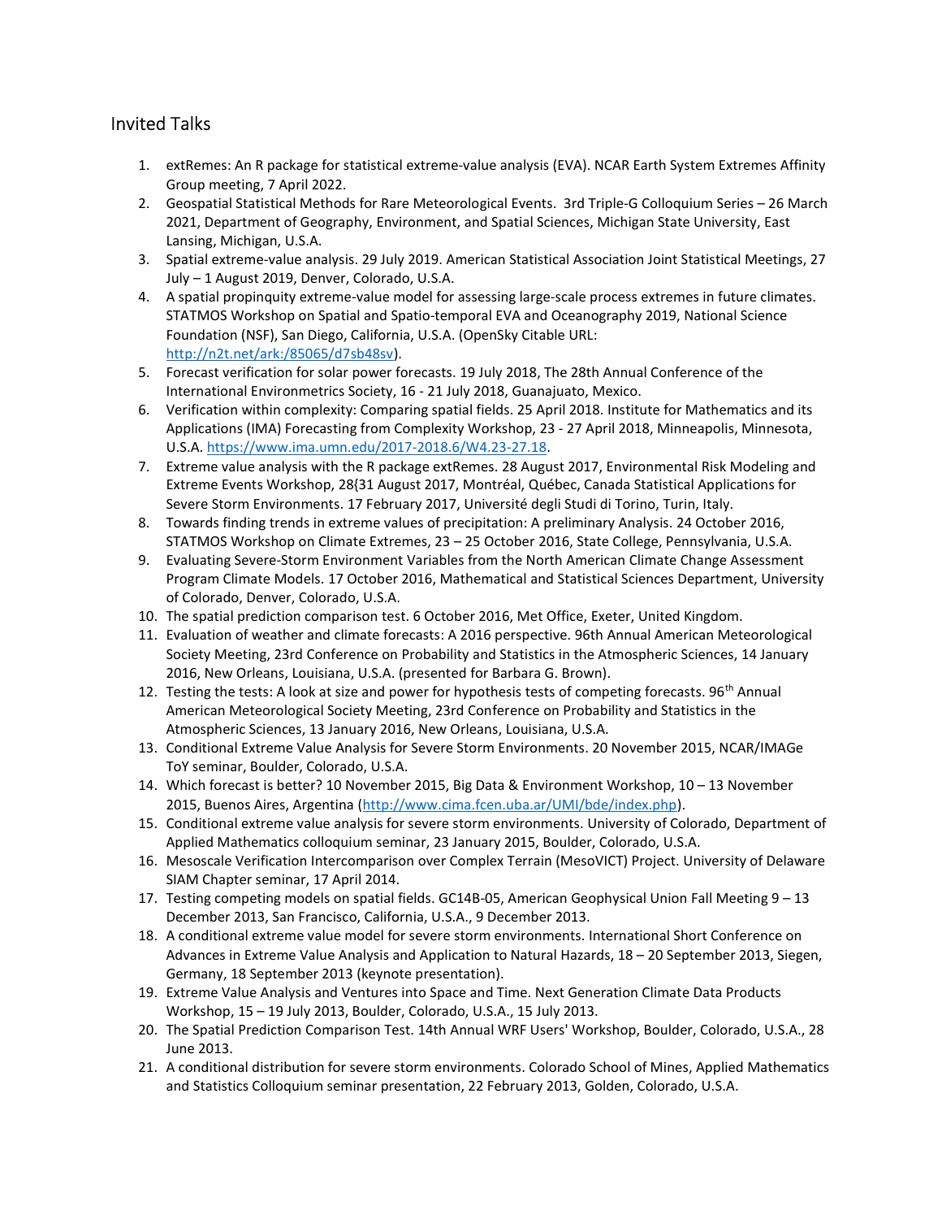## Invited Talks

1. extRemes: An R package for statistical extreme-value analysis (EVA). NCAR Earth System Extremes Affinity Group meeting, 7 April 2022.
2. Geospatial Statistical Methods for Rare Meteorological Events. 3rd Triple-G Colloquium Series – 26 March 2021, Department of Geography, Environment, and Spatial Sciences, Michigan State University, East Lansing, Michigan, U.S.A.
3. Spatial extreme-value analysis. 29 July 2019. American Statistical Association Joint Statistical Meetings, 27 July – 1 August 2019, Denver, Colorado, U.S.A.
4. A spatial propinquity extreme-value model for assessing large-scale process extremes in future climates. STATMOS Workshop on Spatial and Spatio-temporal EVA and Oceanography 2019, National Science Foundation (NSF), San Diego, California, U.S.A. (OpenSky Citable URL: [http://n2t.net/ark:/85065/d7sb48sv](http://n2t.net/ark:/85065/d7sb48sv)).
5. Forecast verification for solar power forecasts. 19 July 2018, The 28th Annual Conference of the International Environmetrics Society, 16 - 21 July 2018, Guanajuato, Mexico.
6. Verification within complexity: Comparing spatial fields. 25 April 2018. Institute for Mathematics and its Applications (IMA) Forecasting from Complexity Workshop, 23 - 27 April 2018, Minneapolis, Minnesota, U.S.A. [https://www.ima.umn.edu/2017-2018.6/W4.23-27.18](https://www.ima.umn.edu/2017-2018.6/W4.23-27.18).
7. Extreme value analysis with the R package extRemes. 28 August 2017, Environmental Risk Modeling and Extreme Events Workshop, 28{31 August 2017, Montréal, Québec, Canada Statistical Applications for Severe Storm Environments. 17 February 2017, Université degli Studi di Torino, Turin, Italy.
8. Towards finding trends in extreme values of precipitation: A preliminary Analysis. 24 October 2016, STATMOS Workshop on Climate Extremes, 23 – 25 October 2016, State College, Pennsylvania, U.S.A.
9. Evaluating Severe-Storm Environment Variables from the North American Climate Change Assessment Program Climate Models. 17 October 2016, Mathematical and Statistical Sciences Department, University of Colorado, Denver, Colorado, U.S.A.
10. The spatial prediction comparison test. 6 October 2016, Met Office, Exeter, United Kingdom.
11. Evaluation of weather and climate forecasts: A 2016 perspective. 96th Annual American Meteorological Society Meeting, 23rd Conference on Probability and Statistics in the Atmospheric Sciences, 14 January 2016, New Orleans, Louisiana, U.S.A. (presented for Barbara G. Brown).
12. Testing the tests: A look at size and power for hypothesis tests of competing forecasts. 96th Annual American Meteorological Society Meeting, 23rd Conference on Probability and Statistics in the Atmospheric Sciences, 13 January 2016, New Orleans, Louisiana, U.S.A.
13. Conditional Extreme Value Analysis for Severe Storm Environments. 20 November 2015, NCAR/IMAGe ToY seminar, Boulder, Colorado, U.S.A.
14. Which forecast is better? 10 November 2015, Big Data & Environment Workshop, 10 – 13 November 2015, Buenos Aires, Argentina ([http://www.cima.fcen.uba.ar/UMI/bde/index.php](http://www.cima.fcen.uba.ar/UMI/bde/index.php)).
15. Conditional extreme value analysis for severe storm environments. University of Colorado, Department of Applied Mathematics colloquium seminar, 23 January 2015, Boulder, Colorado, U.S.A.
16. Mesoscale Verification Intercomparison over Complex Terrain (MesoVICT) Project. University of Delaware SIAM Chapter seminar, 17 April 2014.
17. Testing competing models on spatial fields. GC14B-05, American Geophysical Union Fall Meeting 9 – 13 December 2013, San Francisco, California, U.S.A., 9 December 2013.
18. A conditional extreme value model for severe storm environments. International Short Conference on Advances in Extreme Value Analysis and Application to Natural Hazards, 18 – 20 September 2013, Siegen, Germany, 18 September 2013 (keynote presentation).
19. Extreme Value Analysis and Ventures into Space and Time. Next Generation Climate Data Products Workshop, 15 – 19 July 2013, Boulder, Colorado, U.S.A., 15 July 2013.
20. The Spatial Prediction Comparison Test. 14th Annual WRF Users' Workshop, Boulder, Colorado, U.S.A., 28 June 2013.
21. A conditional distribution for severe storm environments. Colorado School of Mines, Applied Mathematics and Statistics Colloquium seminar presentation, 22 February 2013, Golden, Colorado, U.S.A.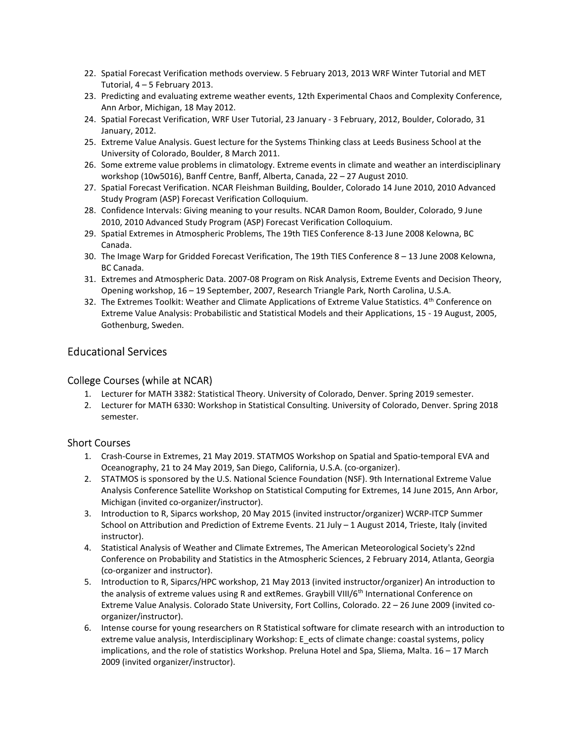22. Spatial Forecast Verification methods overview. 5 February 2013, 2013 WRF Winter Tutorial and MET Tutorial, 4 – 5 February 2013.
23. Predicting and evaluating extreme weather events, 12th Experimental Chaos and Complexity Conference, Ann Arbor, Michigan, 18 May 2012.
24. Spatial Forecast Verification, WRF User Tutorial, 23 January - 3 February, 2012, Boulder, Colorado, 31 January, 2012.
25. Extreme Value Analysis. Guest lecture for the Systems Thinking class at Leeds Business School at the University of Colorado, Boulder, 8 March 2011.
26. Some extreme value problems in climatology. Extreme events in climate and weather an interdisciplinary workshop (10w5016), Banff Centre, Banff, Alberta, Canada, 22 – 27 August 2010.
27. Spatial Forecast Verification. NCAR Fleishman Building, Boulder, Colorado 14 June 2010, 2010 Advanced Study Program (ASP) Forecast Verification Colloquium.
28. Confidence Intervals: Giving meaning to your results. NCAR Damon Room, Boulder, Colorado, 9 June 2010, 2010 Advanced Study Program (ASP) Forecast Verification Colloquium.
29. Spatial Extremes in Atmospheric Problems, The 19th TIES Conference 8-13 June 2008 Kelowna, BC Canada.
30. The Image Warp for Gridded Forecast Verification, The 19th TIES Conference 8 – 13 June 2008 Kelowna, BC Canada.
31. Extremes and Atmospheric Data. 2007-08 Program on Risk Analysis, Extreme Events and Decision Theory, Opening workshop, 16 – 19 September, 2007, Research Triangle Park, North Carolina, U.S.A.
32. The Extremes Toolkit: Weather and Climate Applications of Extreme Value Statistics. 4th Conference on Extreme Value Analysis: Probabilistic and Statistical Models and their Applications, 15 - 19 August, 2005, Gothenburg, Sweden.

## Educational Services

### College Courses (while at NCAR)

1. Lecturer for MATH 3382: Statistical Theory. University of Colorado, Denver. Spring 2019 semester.
2. Lecturer for MATH 6330: Workshop in Statistical Consulting. University of Colorado, Denver. Spring 2018 semester.

### Short Courses

1. Crash-Course in Extremes, 21 May 2019. STATMOS Workshop on Spatial and Spatio-temporal EVA and Oceanography, 21 to 24 May 2019, San Diego, California, U.S.A. (co-organizer).
2. STATMOS is sponsored by the U.S. National Science Foundation (NSF). 9th International Extreme Value Analysis Conference Satellite Workshop on Statistical Computing for Extremes, 14 June 2015, Ann Arbor, Michigan (invited co-organizer/instructor).
3. Introduction to R, Siparcs workshop, 20 May 2015 (invited instructor/organizer) WCRP-ITCP Summer School on Attribution and Prediction of Extreme Events. 21 July – 1 August 2014, Trieste, Italy (invited instructor).
4. Statistical Analysis of Weather and Climate Extremes, The American Meteorological Society's 22nd Conference on Probability and Statistics in the Atmospheric Sciences, 2 February 2014, Atlanta, Georgia (co-organizer and instructor).
5. Introduction to R, Siparcs/HPC workshop, 21 May 2013 (invited instructor/organizer) An introduction to the analysis of extreme values using R and extRemes. Graybill VIII/6th International Conference on Extreme Value Analysis. Colorado State University, Fort Collins, Colorado. 22 – 26 June 2009 (invited co-organizer/instructor).
6. Intense course for young researchers on R Statistical software for climate research with an introduction to extreme value analysis, Interdisciplinary Workshop: E_ects of climate change: coastal systems, policy implications, and the role of statistics Workshop. Preluna Hotel and Spa, Sliema, Malta. 16 – 17 March 2009 (invited organizer/instructor).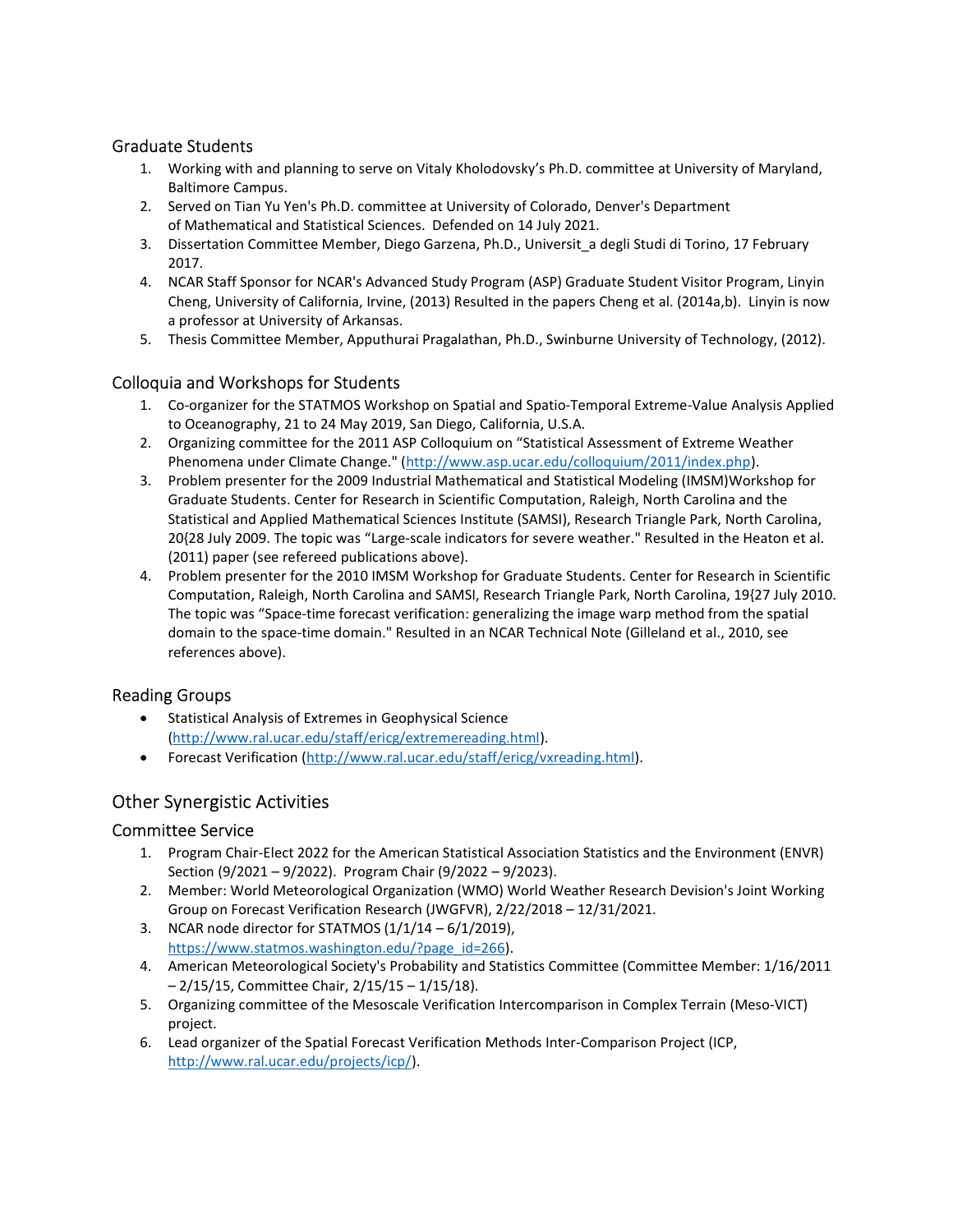### Graduate Students

1. Working with and planning to serve on Vitaly Kholodovsky's Ph.D. committee at University of Maryland, Baltimore Campus.
2. Served on Tian Yu Yen's Ph.D. committee at University of Colorado, Denver's Department of Mathematical and Statistical Sciences. Defended on 14 July 2021.
3. Dissertation Committee Member, Diego Garzena, Ph.D., Universit_a degli Studi di Torino, 17 February 2017.
4. NCAR Staff Sponsor for NCAR's Advanced Study Program (ASP) Graduate Student Visitor Program, Linyin Cheng, University of California, Irvine, (2013) Resulted in the papers Cheng et al. (2014a,b). Linyin is now a professor at University of Arkansas.
5. Thesis Committee Member, Apputhurai Pragalathan, Ph.D., Swinburne University of Technology, (2012).

### Colloquia and Workshops for Students

1. Co-organizer for the STATMOS Workshop on Spatial and Spatio-Temporal Extreme-Value Analysis Applied to Oceanography, 21 to 24 May 2019, San Diego, California, U.S.A.
2. Organizing committee for the 2011 ASP Colloquium on "Statistical Assessment of Extreme Weather Phenomena under Climate Change." (http://www.asp.ucar.edu/colloquium/2011/index.php).
3. Problem presenter for the 2009 Industrial Mathematical and Statistical Modeling (IMSM)Workshop for Graduate Students. Center for Research in Scientific Computation, Raleigh, North Carolina and the Statistical and Applied Mathematical Sciences Institute (SAMSI), Research Triangle Park, North Carolina, 20{28 July 2009. The topic was "Large-scale indicators for severe weather." Resulted in the Heaton et al. (2011) paper (see refereed publications above).
4. Problem presenter for the 2010 IMSM Workshop for Graduate Students. Center for Research in Scientific Computation, Raleigh, North Carolina and SAMSI, Research Triangle Park, North Carolina, 19{27 July 2010. The topic was "Space-time forecast verification: generalizing the image warp method from the spatial domain to the space-time domain." Resulted in an NCAR Technical Note (Gilleland et al., 2010, see references above).

### Reading Groups

- Statistical Analysis of Extremes in Geophysical Science (http://www.ral.ucar.edu/staff/ericg/extremereading.html).
- Forecast Verification (http://www.ral.ucar.edu/staff/ericg/vxreading.html).

## Other Synergistic Activities

### Committee Service

1. Program Chair-Elect 2022 for the American Statistical Association Statistics and the Environment (ENVR) Section (9/2021 – 9/2022). Program Chair (9/2022 – 9/2023).
2. Member: World Meteorological Organization (WMO) World Weather Research Devision's Joint Working Group on Forecast Verification Research (JWGFVR), 2/22/2018 – 12/31/2021.
3. NCAR node director for STATMOS (1/1/14 – 6/1/2019), https://www.statmos.washington.edu/?page_id=266).
4. American Meteorological Society's Probability and Statistics Committee (Committee Member: 1/16/2011 – 2/15/15, Committee Chair, 2/15/15 – 1/15/18).
5. Organizing committee of the Mesoscale Verification Intercomparison in Complex Terrain (Meso-VICT) project.
6. Lead organizer of the Spatial Forecast Verification Methods Inter-Comparison Project (ICP, http://www.ral.ucar.edu/projects/icp/).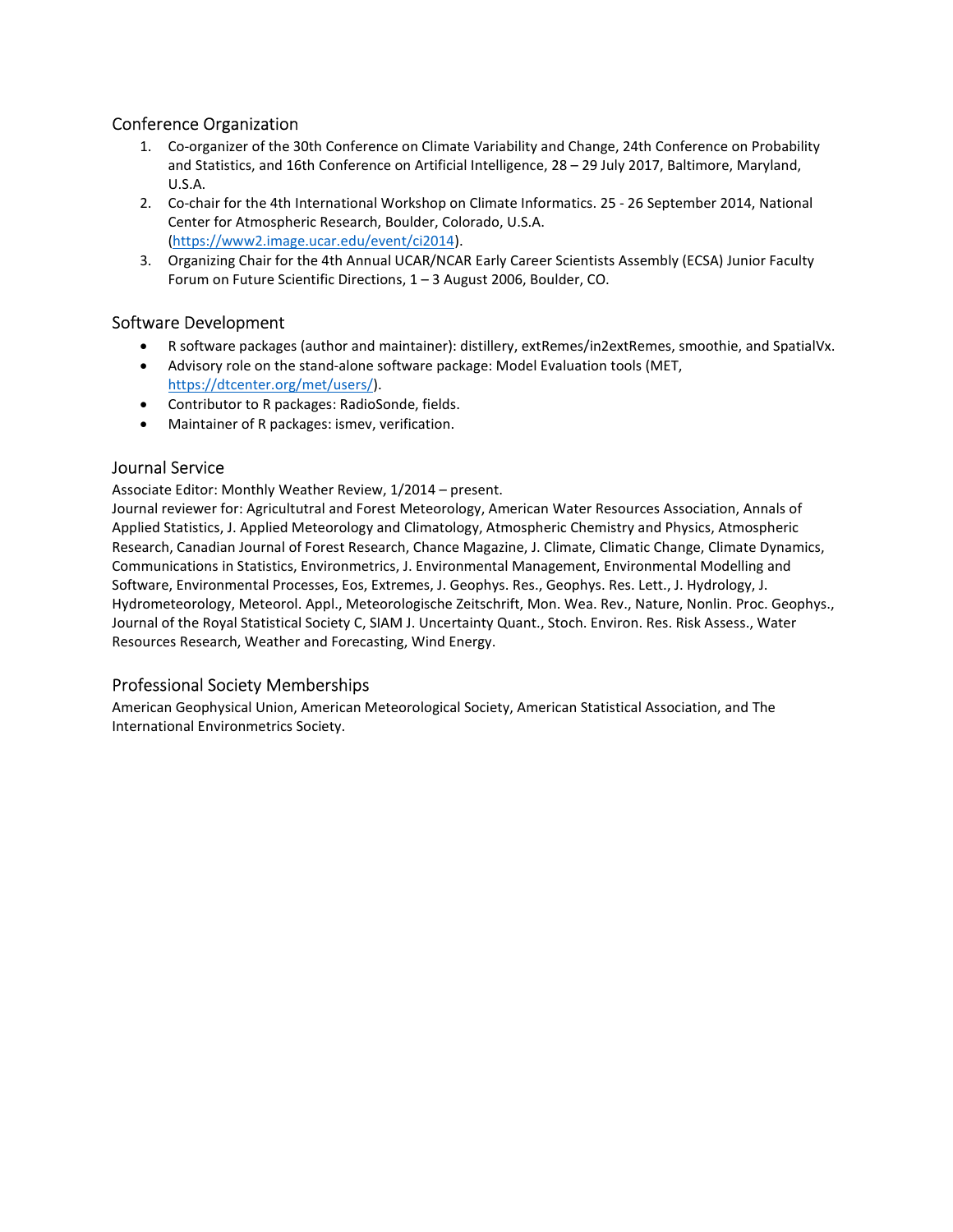## Conference Organization

1. Co-organizer of the 30th Conference on Climate Variability and Change, 24th Conference on Probability and Statistics, and 16th Conference on Artificial Intelligence, 28 – 29 July 2017, Baltimore, Maryland, U.S.A.
2. Co-chair for the 4th International Workshop on Climate Informatics. 25 - 26 September 2014, National Center for Atmospheric Research, Boulder, Colorado, U.S.A. (https://www2.image.ucar.edu/event/ci2014).
3. Organizing Chair for the 4th Annual UCAR/NCAR Early Career Scientists Assembly (ECSA) Junior Faculty Forum on Future Scientific Directions, 1 – 3 August 2006, Boulder, CO.

## Software Development

- R software packages (author and maintainer): distillery, extRemes/in2extRemes, smoothie, and SpatialVx.
- Advisory role on the stand-alone software package: Model Evaluation tools (MET, https://dtcenter.org/met/users/).
- Contributor to R packages: RadioSonde, fields.
- Maintainer of R packages: ismev, verification.

## Journal Service

Associate Editor: Monthly Weather Review, 1/2014 – present.
Journal reviewer for: Agricultutral and Forest Meteorology, American Water Resources Association, Annals of Applied Statistics, J. Applied Meteorology and Climatology, Atmospheric Chemistry and Physics, Atmospheric Research, Canadian Journal of Forest Research, Chance Magazine, J. Climate, Climatic Change, Climate Dynamics, Communications in Statistics, Environmetrics, J. Environmental Management, Environmental Modelling and Software, Environmental Processes, Eos, Extremes, J. Geophys. Res., Geophys. Res. Lett., J. Hydrology, J. Hydrometeorology, Meteorol. Appl., Meteorologische Zeitschrift, Mon. Wea. Rev., Nature, Nonlin. Proc. Geophys., Journal of the Royal Statistical Society C, SIAM J. Uncertainty Quant., Stoch. Environ. Res. Risk Assess., Water Resources Research, Weather and Forecasting, Wind Energy.

## Professional Society Memberships

American Geophysical Union, American Meteorological Society, American Statistical Association, and The International Environmetrics Society.